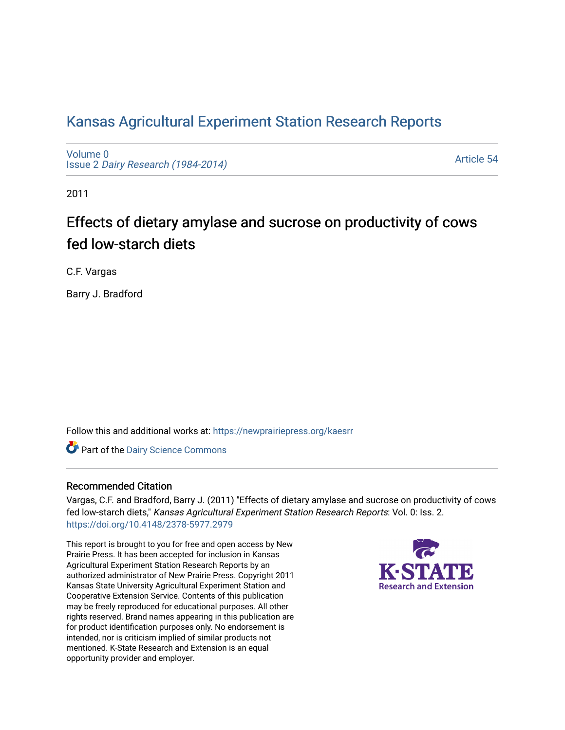# Kansas Agricultural Experiment Station Research Reports

Volume 0
Issue 2 *Dairy Research (1984-2014)*

Article 54

2011

## Effects of dietary amylase and sucrose on productivity of cows fed low-starch diets

C.F. Vargas

Barry J. Bradford

Follow this and additional works at: https://newprairiepress.org/kaesrr

Part of the Dairy Science Commons

### Recommended Citation

Vargas, C.F. and Bradford, Barry J. (2011) "Effects of dietary amylase and sucrose on productivity of cows fed low-starch diets," *Kansas Agricultural Experiment Station Research Reports*: Vol. 0: Iss. 2. https://doi.org/10.4148/2378-5977.2979

This report is brought to you for free and open access by New Prairie Press. It has been accepted for inclusion in Kansas Agricultural Experiment Station Research Reports by an authorized administrator of New Prairie Press. Copyright 2011 Kansas State University Agricultural Experiment Station and Cooperative Extension Service. Contents of this publication may be freely reproduced for educational purposes. All other rights reserved. Brand names appearing in this publication are for product identification purposes only. No endorsement is intended, nor is criticism implied of similar products not mentioned. K-State Research and Extension is an equal opportunity provider and employer.

K-STATE Research and Extension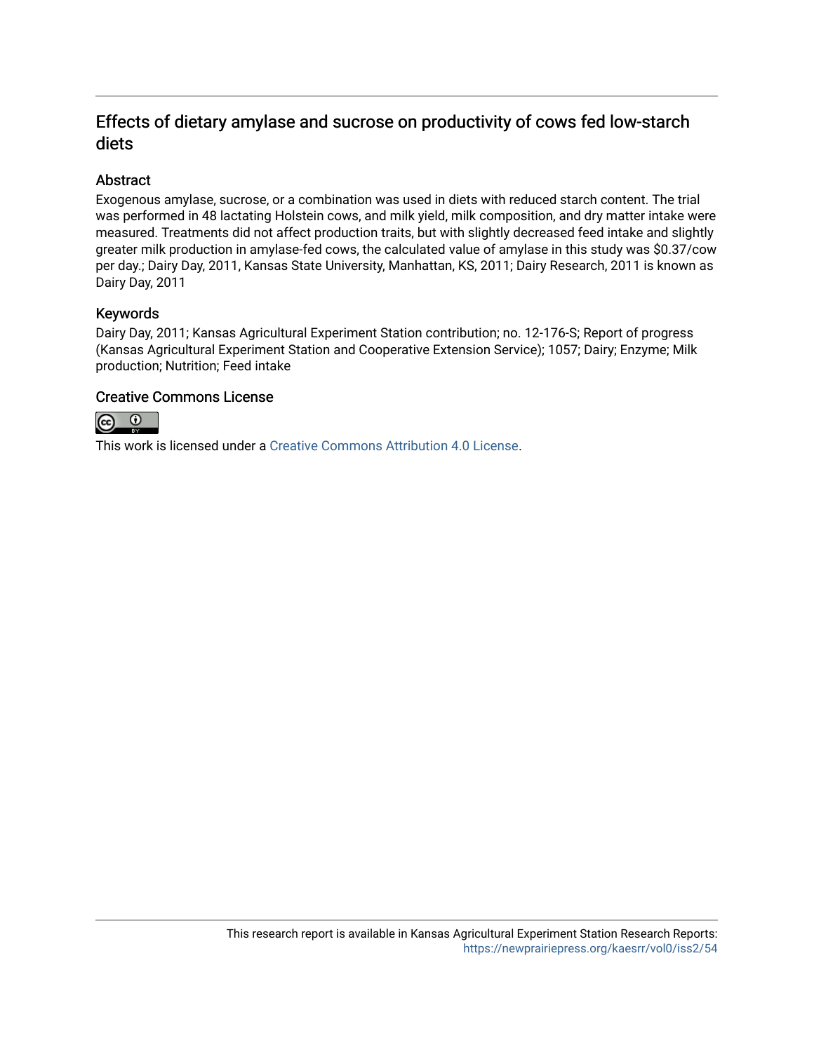## Effects of dietary amylase and sucrose on productivity of cows fed low-starch diets

### Abstract

Exogenous amylase, sucrose, or a combination was used in diets with reduced starch content. The trial was performed in 48 lactating Holstein cows, and milk yield, milk composition, and dry matter intake were measured. Treatments did not affect production traits, but with slightly decreased feed intake and slightly greater milk production in amylase-fed cows, the calculated value of amylase in this study was $0.37/cow per day.; Dairy Day, 2011, Kansas State University, Manhattan, KS, 2011; Dairy Research, 2011 is known as Dairy Day, 2011

### Keywords

Dairy Day, 2011; Kansas Agricultural Experiment Station contribution; no. 12-176-S; Report of progress (Kansas Agricultural Experiment Station and Cooperative Extension Service); 1057; Dairy; Enzyme; Milk production; Nutrition; Feed intake

### Creative Commons License

This work is licensed under a Creative Commons Attribution 4.0 License.

This research report is available in Kansas Agricultural Experiment Station Research Reports: https://newprairiepress.org/kaesrr/vol0/iss2/54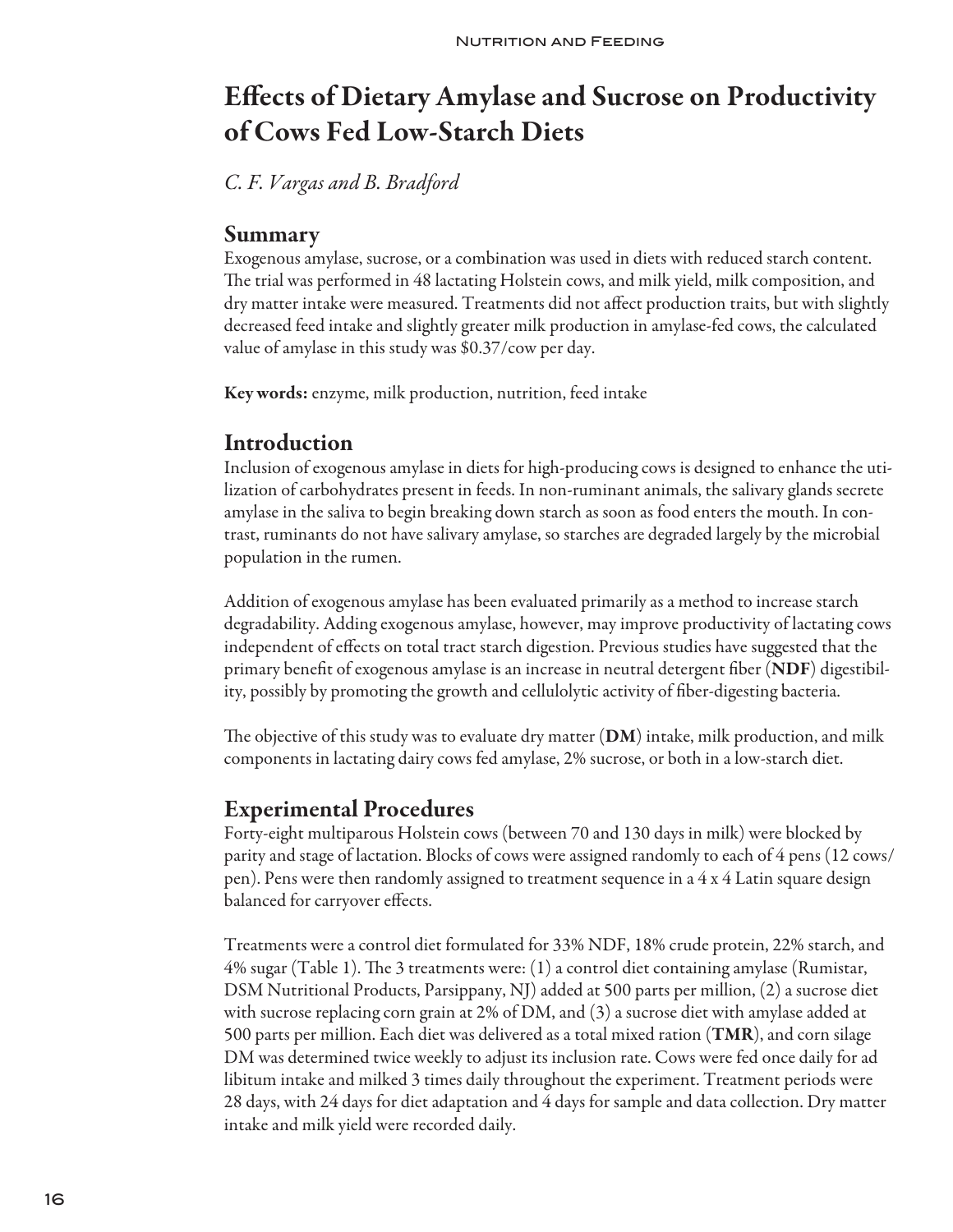# Effects of Dietary Amylase and Sucrose on Productivity of Cows Fed Low-Starch Diets

*C. F. Vargas and B. Bradford*

## Summary

Exogenous amylase, sucrose, or a combination was used in diets with reduced starch content. The trial was performed in 48 lactating Holstein cows, and milk yield, milk composition, and dry matter intake were measured. Treatments did not affect production traits, but with slightly decreased feed intake and slightly greater milk production in amylase-fed cows, the calculated value of amylase in this study was $0.37/cow per day.

**Key words:** enzyme, milk production, nutrition, feed intake

## Introduction

Inclusion of exogenous amylase in diets for high-producing cows is designed to enhance the utilization of carbohydrates present in feeds. In non-ruminant animals, the salivary glands secrete amylase in the saliva to begin breaking down starch as soon as food enters the mouth. In contrast, ruminants do not have salivary amylase, so starches are degraded largely by the microbial population in the rumen.

Addition of exogenous amylase has been evaluated primarily as a method to increase starch degradability. Adding exogenous amylase, however, may improve productivity of lactating cows independent of effects on total tract starch digestion. Previous studies have suggested that the primary benefit of exogenous amylase is an increase in neutral detergent fiber (**NDF**) digestibility, possibly by promoting the growth and cellulolytic activity of fiber-digesting bacteria.

The objective of this study was to evaluate dry matter (**DM**) intake, milk production, and milk components in lactating dairy cows fed amylase, 2% sucrose, or both in a low-starch diet.

## Experimental Procedures

Forty-eight multiparous Holstein cows (between 70 and 130 days in milk) were blocked by parity and stage of lactation. Blocks of cows were assigned randomly to each of 4 pens (12 cows/pen). Pens were then randomly assigned to treatment sequence in a 4 x 4 Latin square design balanced for carryover effects.

Treatments were a control diet formulated for 33% NDF, 18% crude protein, 22% starch, and 4% sugar (Table 1). The 3 treatments were: (1) a control diet containing amylase (Rumistar, DSM Nutritional Products, Parsippany, NJ) added at 500 parts per million, (2) a sucrose diet with sucrose replacing corn grain at 2% of DM, and (3) a sucrose diet with amylase added at 500 parts per million. Each diet was delivered as a total mixed ration (**TMR**), and corn silage DM was determined twice weekly to adjust its inclusion rate. Cows were fed once daily for ad libitum intake and milked 3 times daily throughout the experiment. Treatment periods were 28 days, with 24 days for diet adaptation and 4 days for sample and data collection. Dry matter intake and milk yield were recorded daily.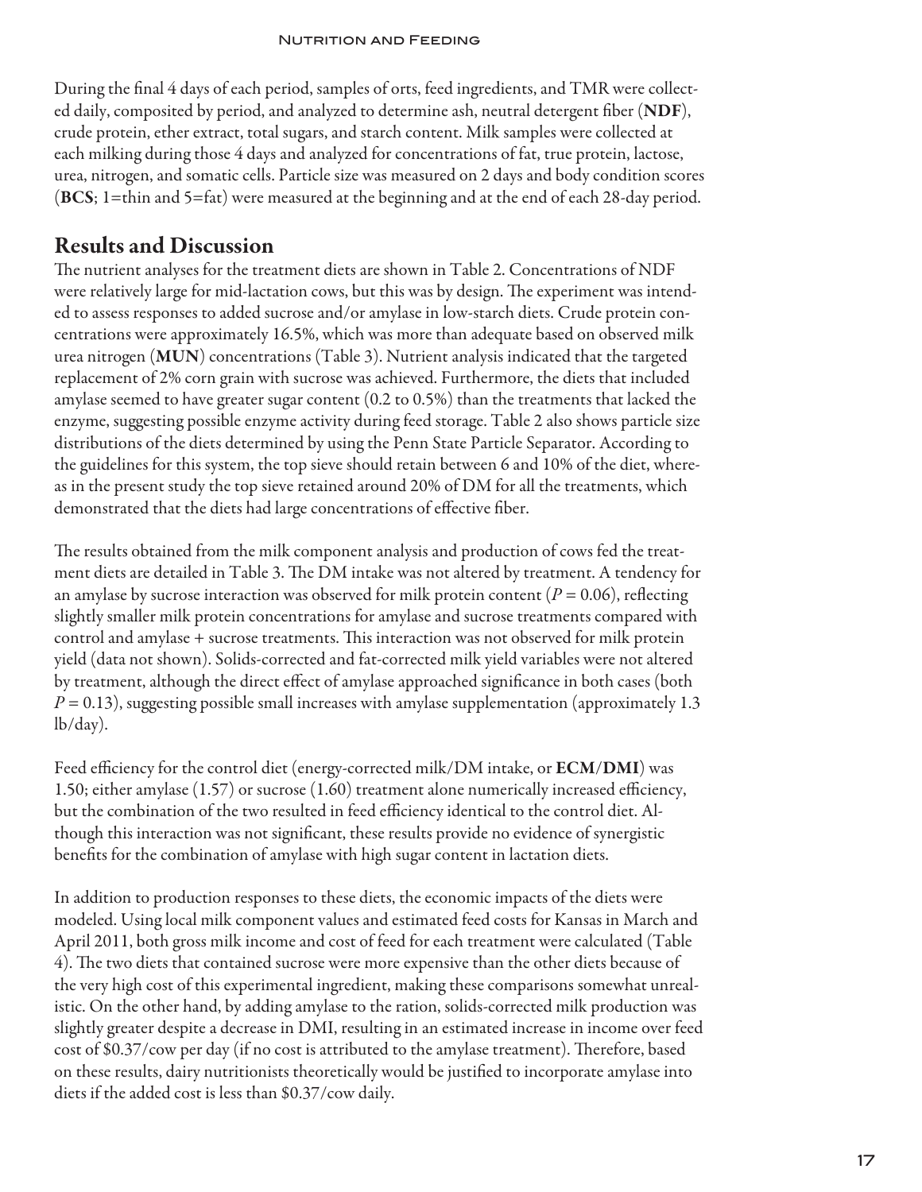During the final 4 days of each period, samples of orts, feed ingredients, and TMR were collected daily, composited by period, and analyzed to determine ash, neutral detergent fiber (**NDF**), crude protein, ether extract, total sugars, and starch content. Milk samples were collected at each milking during those 4 days and analyzed for concentrations of fat, true protein, lactose, urea, nitrogen, and somatic cells. Particle size was measured on 2 days and body condition scores (**BCS**; 1=thin and 5=fat) were measured at the beginning and at the end of each 28-day period.

## Results and Discussion

The nutrient analyses for the treatment diets are shown in Table 2. Concentrations of NDF were relatively large for mid-lactation cows, but this was by design. The experiment was intended to assess responses to added sucrose and/or amylase in low-starch diets. Crude protein concentrations were approximately 16.5%, which was more than adequate based on observed milk urea nitrogen (**MUN**) concentrations (Table 3). Nutrient analysis indicated that the targeted replacement of 2% corn grain with sucrose was achieved. Furthermore, the diets that included amylase seemed to have greater sugar content (0.2 to 0.5%) than the treatments that lacked the enzyme, suggesting possible enzyme activity during feed storage. Table 2 also shows particle size distributions of the diets determined by using the Penn State Particle Separator. According to the guidelines for this system, the top sieve should retain between 6 and 10% of the diet, whereas in the present study the top sieve retained around 20% of DM for all the treatments, which demonstrated that the diets had large concentrations of effective fiber.

The results obtained from the milk component analysis and production of cows fed the treatment diets are detailed in Table 3. The DM intake was not altered by treatment. A tendency for an amylase by sucrose interaction was observed for milk protein content ($P = 0.06$), reflecting slightly smaller milk protein concentrations for amylase and sucrose treatments compared with control and amylase + sucrose treatments. This interaction was not observed for milk protein yield (data not shown). Solids-corrected and fat-corrected milk yield variables were not altered by treatment, although the direct effect of amylase approached significance in both cases (both $P = 0.13$), suggesting possible small increases with amylase supplementation (approximately 1.3 lb/day).

Feed efficiency for the control diet (energy-corrected milk/DM intake, or **ECM/DMI**) was 1.50; either amylase (1.57) or sucrose (1.60) treatment alone numerically increased efficiency, but the combination of the two resulted in feed efficiency identical to the control diet. Although this interaction was not significant, these results provide no evidence of synergistic benefits for the combination of amylase with high sugar content in lactation diets.

In addition to production responses to these diets, the economic impacts of the diets were modeled. Using local milk component values and estimated feed costs for Kansas in March and April 2011, both gross milk income and cost of feed for each treatment were calculated (Table 4). The two diets that contained sucrose were more expensive than the other diets because of the very high cost of this experimental ingredient, making these comparisons somewhat unrealistic. On the other hand, by adding amylase to the ration, solids-corrected milk production was slightly greater despite a decrease in DMI, resulting in an estimated increase in income over feed cost of \$0.37/cow per day (if no cost is attributed to the amylase treatment). Therefore, based on these results, dairy nutritionists theoretically would be justified to incorporate amylase into diets if the added cost is less than \$0.37/cow daily.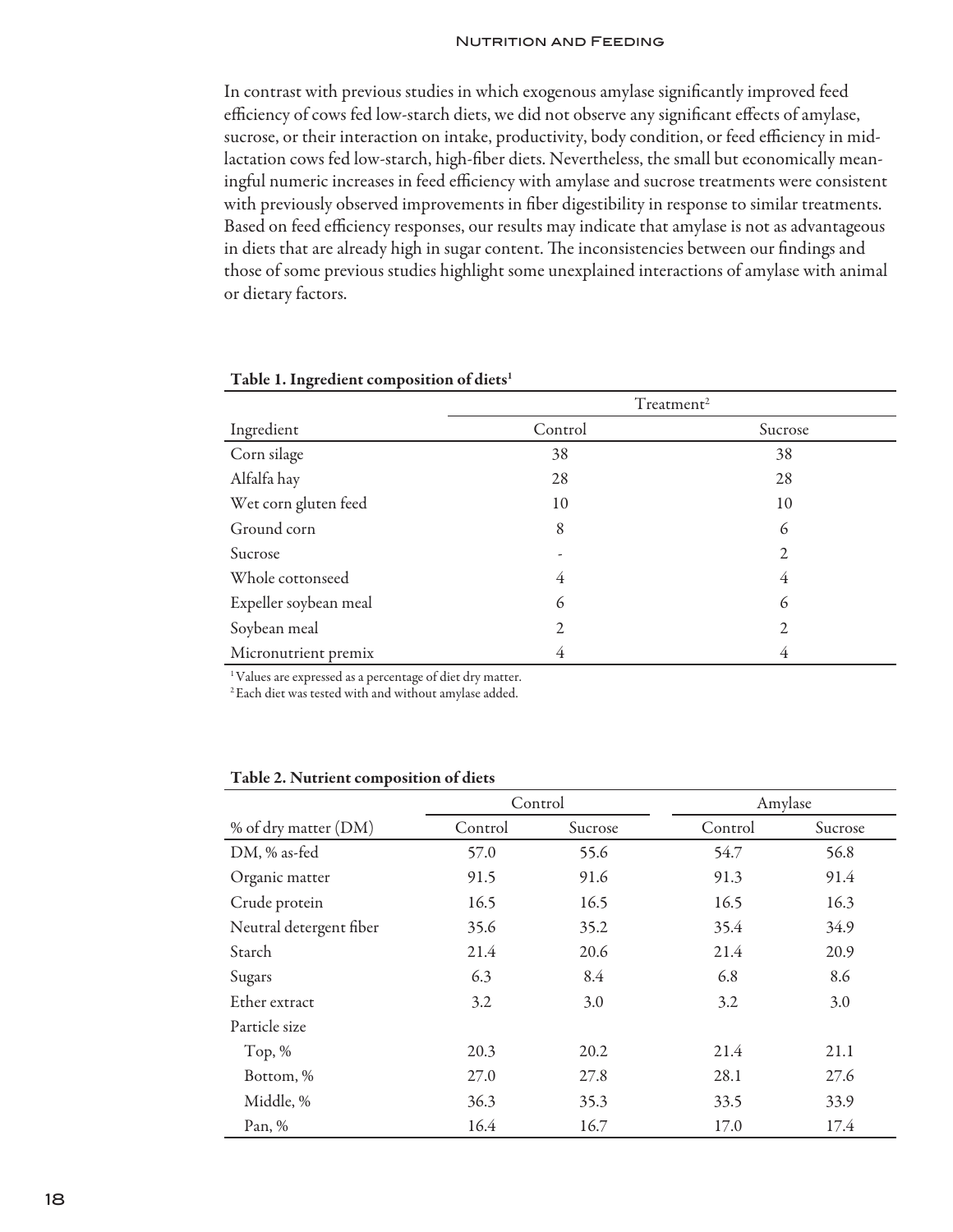In contrast with previous studies in which exogenous amylase significantly improved feed efficiency of cows fed low-starch diets, we did not observe any significant effects of amylase, sucrose, or their interaction on intake, productivity, body condition, or feed efficiency in mid-lactation cows fed low-starch, high-fiber diets. Nevertheless, the small but economically meaningful numeric increases in feed efficiency with amylase and sucrose treatments were consistent with previously observed improvements in fiber digestibility in response to similar treatments. Based on feed efficiency responses, our results may indicate that amylase is not as advantageous in diets that are already high in sugar content. The inconsistencies between our findings and those of some previous studies highlight some unexplained interactions of amylase with animal or dietary factors.

**Table 1. Ingredient composition of diets[1]**

| | Treatment[2] | |
|---|---|---|
| Ingredient | Control | Sucrose |
| Corn silage | 38 | 38 |
| Alfalfa hay | 28 | 28 |
| Wet corn gluten feed | 10 | 10 |
| Ground corn | 8 | 6 |
| Sucrose | - | 2 |
| Whole cottonseed | 4 | 4 |
| Expeller soybean meal | 6 | 6 |
| Soybean meal | 2 | 2 |
| Micronutrient premix | 4 | 4 |

[1] Values are expressed as a percentage of diet dry matter.
[2] Each diet was tested with and without amylase added.

**Table 2. Nutrient composition of diets**

| | Control | | Amylase | |
|---|---|---|---|---|
| % of dry matter (DM) | Control | Sucrose | Control | Sucrose |
| DM, % as-fed | 57.0 | 55.6 | 54.7 | 56.8 |
| Organic matter | 91.5 | 91.6 | 91.3 | 91.4 |
| Crude protein | 16.5 | 16.5 | 16.5 | 16.3 |
| Neutral detergent fiber | 35.6 | 35.2 | 35.4 | 34.9 |
| Starch | 21.4 | 20.6 | 21.4 | 20.9 |
| Sugars | 6.3 | 8.4 | 6.8 | 8.6 |
| Ether extract | 3.2 | 3.0 | 3.2 | 3.0 |
| Particle size | | | | |
| Top, % | 20.3 | 20.2 | 21.4 | 21.1 |
| Bottom, % | 27.0 | 27.8 | 28.1 | 27.6 |
| Middle, % | 36.3 | 35.3 | 33.5 | 33.9 |
| Pan, % | 16.4 | 16.7 | 17.0 | 17.4 |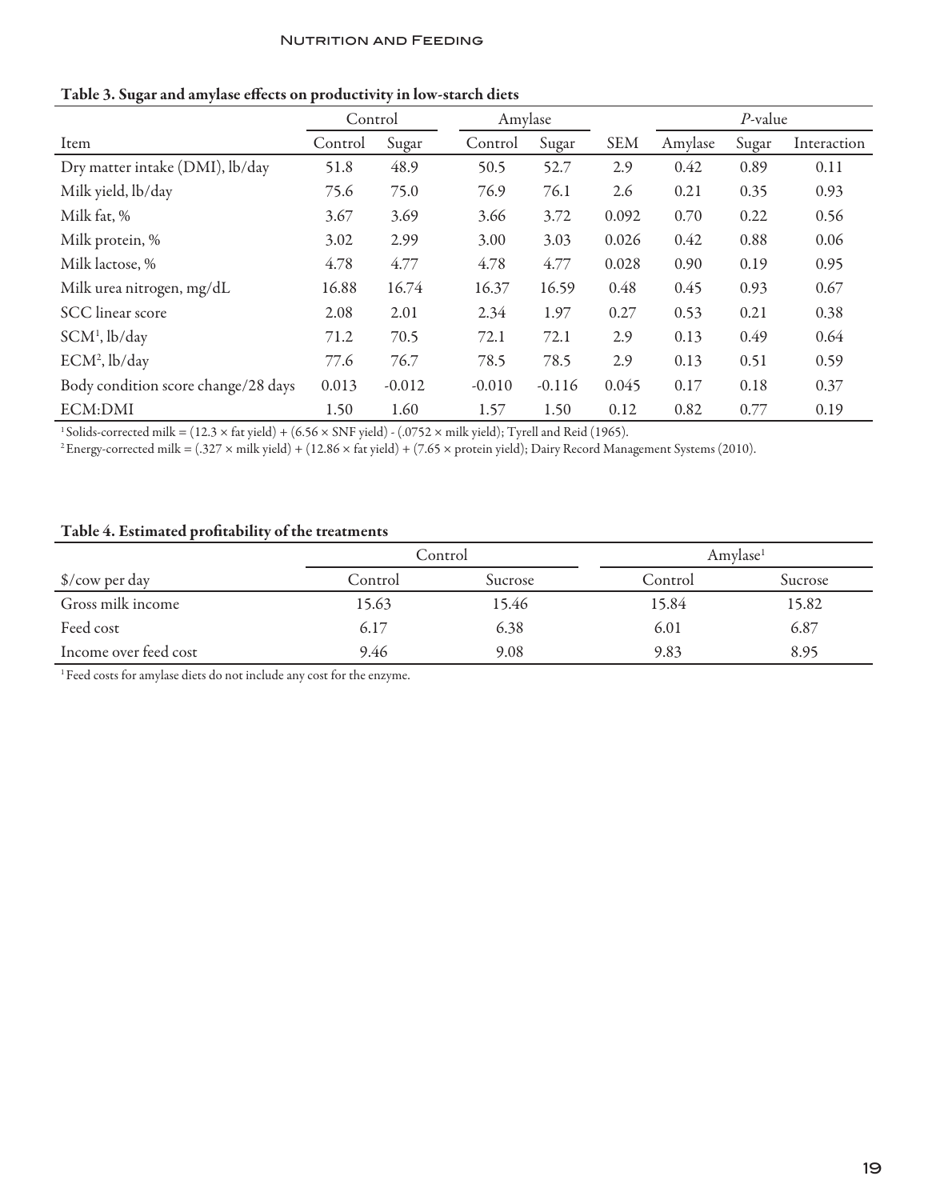**Table 3. Sugar and amylase effects on productivity in low-starch diets**

| | Control | | Amylase | | | *P*-value | | |
|---|---|---|---|---|---|---|---|---|
| Item | Control | Sugar | Control | Sugar | SEM | Amylase | Sugar | Interaction |
| Dry matter intake (DMI), lb/day | 51.8 | 48.9 | 50.5 | 52.7 | 2.9 | 0.42 | 0.89 | 0.11 |
| Milk yield, lb/day | 75.6 | 75.0 | 76.9 | 76.1 | 2.6 | 0.21 | 0.35 | 0.93 |
| Milk fat, % | 3.67 | 3.69 | 3.66 | 3.72 | 0.092 | 0.70 | 0.22 | 0.56 |
| Milk protein, % | 3.02 | 2.99 | 3.00 | 3.03 | 0.026 | 0.42 | 0.88 | 0.06 |
| Milk lactose, % | 4.78 | 4.77 | 4.78 | 4.77 | 0.028 | 0.90 | 0.19 | 0.95 |
| Milk urea nitrogen, mg/dL | 16.88 | 16.74 | 16.37 | 16.59 | 0.48 | 0.45 | 0.93 | 0.67 |
| SCC linear score | 2.08 | 2.01 | 2.34 | 1.97 | 0.27 | 0.53 | 0.21 | 0.38 |
| SCM[1], lb/day | 71.2 | 70.5 | 72.1 | 72.1 | 2.9 | 0.13 | 0.49 | 0.64 |
| ECM[2], lb/day | 77.6 | 76.7 | 78.5 | 78.5 | 2.9 | 0.13 | 0.51 | 0.59 |
| Body condition score change/28 days | 0.013 | -0.012 | -0.010 | -0.116 | 0.045 | 0.17 | 0.18 | 0.37 |
| ECM:DMI | 1.50 | 1.60 | 1.57 | 1.50 | 0.12 | 0.82 | 0.77 | 0.19 |

[1] Solids-corrected milk = (12.3 × fat yield) + (6.56 × SNF yield) - (.0752 × milk yield); Tyrell and Reid (1965).

[2] Energy-corrected milk = (.327 × milk yield) + (12.86 × fat yield) + (7.65 × protein yield); Dairy Record Management Systems (2010).

**Table 4. Estimated profitability of the treatments**

| | Control | | Amylase[1] | |
|---|---|---|---|---|
| $/cow per day | Control | Sucrose | Control | Sucrose |
| Gross milk income | 15.63 | 15.46 | 15.84 | 15.82 |
| Feed cost | 6.17 | 6.38 | 6.01 | 6.87 |
| Income over feed cost | 9.46 | 9.08 | 9.83 | 8.95 |

[1] Feed costs for amylase diets do not include any cost for the enzyme.